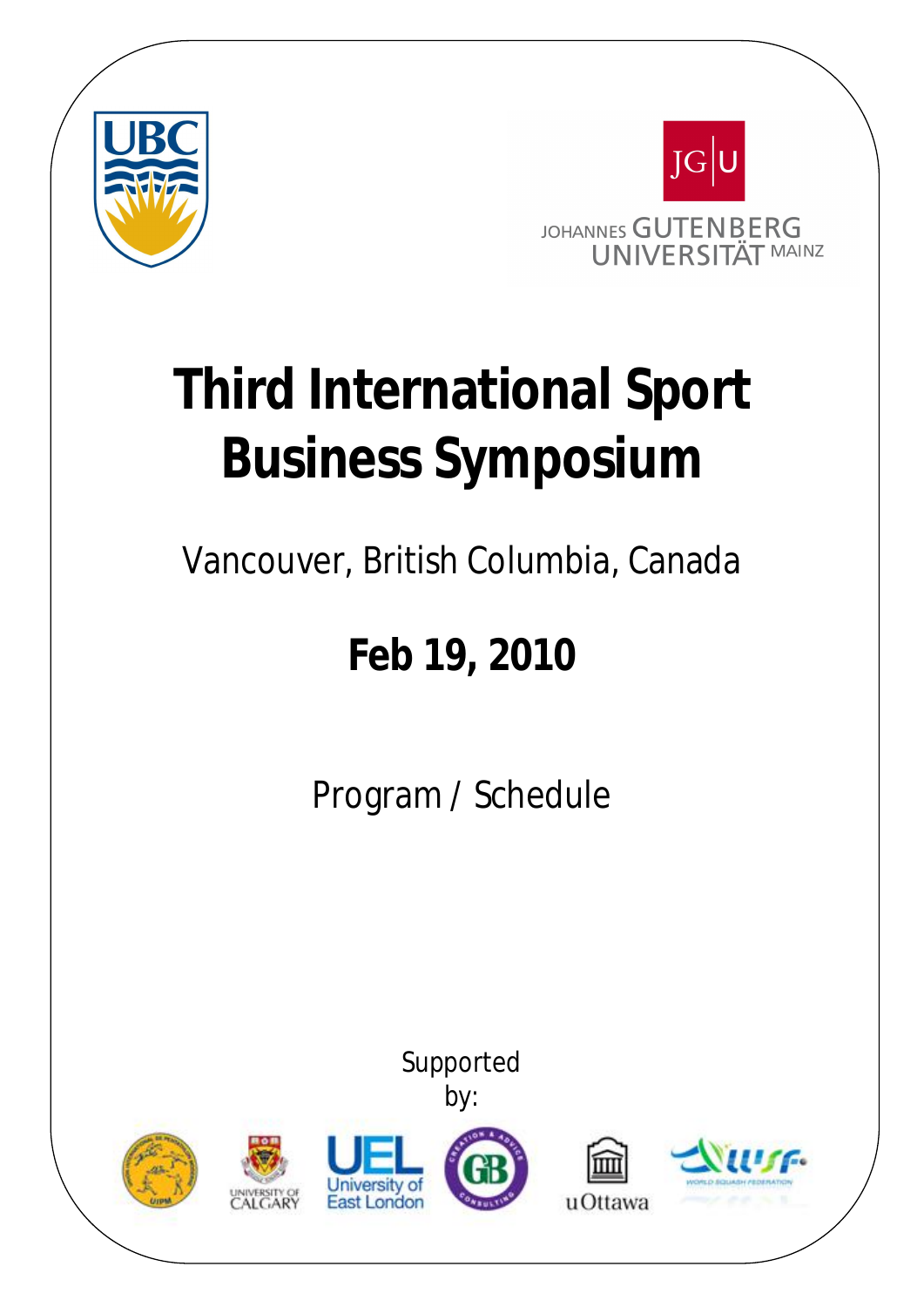# Third International Sport Business Symposium

Vancouver, British Columbia, Canada

## Feb 19, 2010

Program / Schedule

Supported by: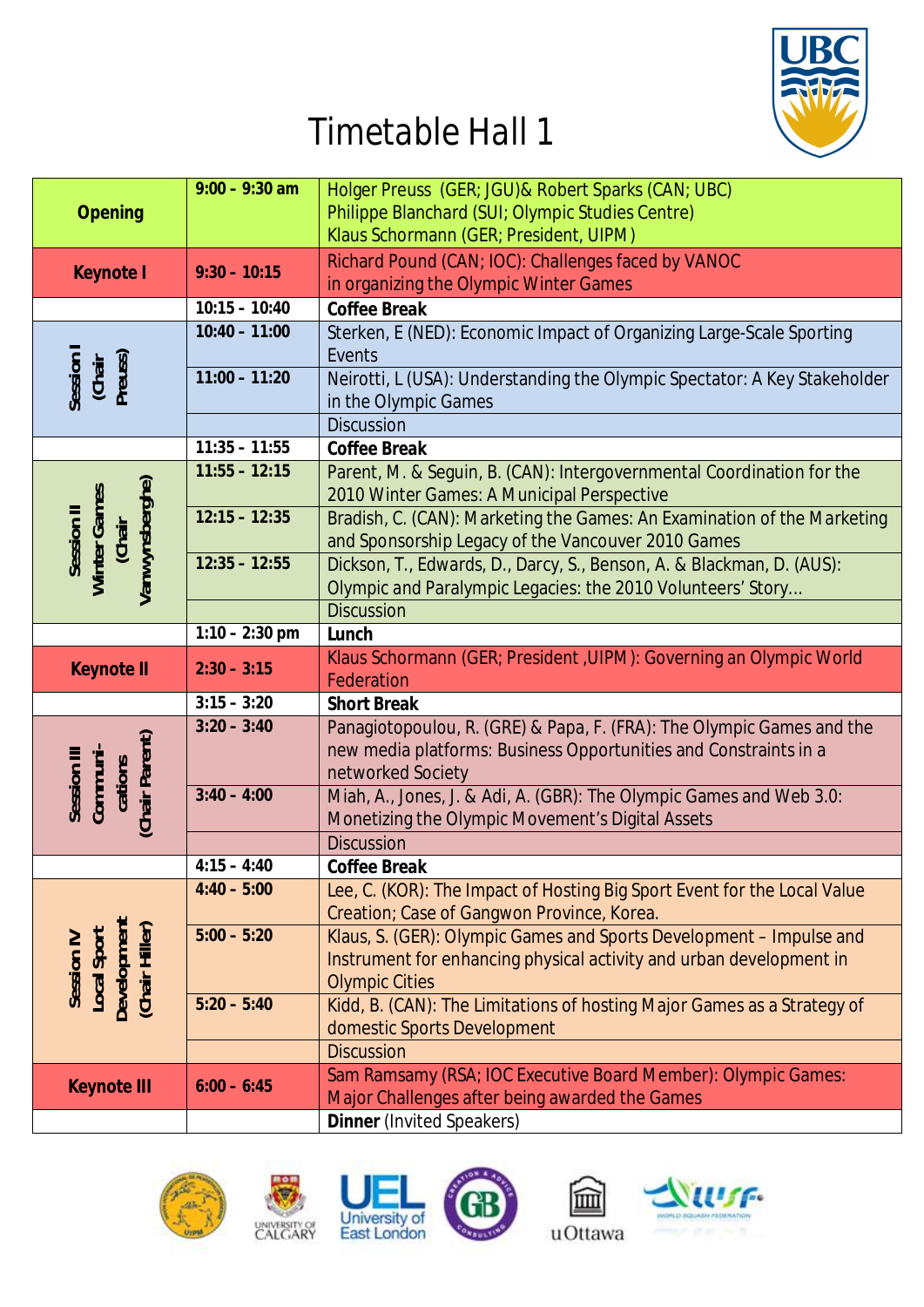# Timetable Hall 1

| | | |
|---|---|---|
| **Opening** | **9:00 – 9:30 am** | Holger Preuss (GER; JGU)& Robert Sparks (CAN; UBC)<br>Philippe Blanchard (SUI; Olympic Studies Centre)<br>Klaus Schormann (GER; President, UIPM) |
| **Keynote I** | **9:30 – 10:15** | Richard Pound (CAN; IOC): Challenges faced by VANOC in organizing the Olympic Winter Games |
| | **10:15 – 10:40** | **Coffee Break** |
| **Session I (Chair Preuss)** | **10:40 – 11:00** | Sterken, E (NED): Economic Impact of Organizing Large-Scale Sporting Events |
| | **11:00 – 11:20** | Neirotti, L (USA): Understanding the Olympic Spectator: A Key Stakeholder in the Olympic Games |
| | | Discussion |
| | **11:35 – 11:55** | **Coffee Break** |
| **Session II Winter Games (Chair Vanwynsberghe)** | **11:55 – 12:15** | Parent, M. & Seguin, B. (CAN): Intergovernmental Coordination for the 2010 Winter Games: A Municipal Perspective |
| | **12:15 – 12:35** | Bradish, C. (CAN): Marketing the Games: An Examination of the Marketing and Sponsorship Legacy of the Vancouver 2010 Games |
| | **12:35 – 12:55** | Dickson, T., Edwards, D., Darcy, S., Benson, A. & Blackman, D. (AUS): Olympic and Paralympic Legacies: the 2010 Volunteers' Story… |
| | | Discussion |
| | **1:10 – 2:30 pm** | **Lunch** |
| **Keynote II** | **2:30 – 3:15** | Klaus Schormann (GER; President ,UIPM): Governing an Olympic World Federation |
| | **3:15 – 3:20** | **Short Break** |
| **Session III Communi-cations (Chair Parent)** | **3:20 – 3:40** | Panagiotopoulou, R. (GRE) & Papa, F. (FRA): The Olympic Games and the new media platforms: Business Opportunities and Constraints in a networked Society |
| | **3:40 – 4:00** | Miah, A., Jones, J. & Adi, A. (GBR): The Olympic Games and Web 3.0: Monetizing the Olympic Movement's Digital Assets |
| | | Discussion |
| | **4:15 – 4:40** | **Coffee Break** |
| **Session IV Local Sport Development (Chair Hiller)** | **4:40 – 5:00** | Lee, C. (KOR): The Impact of Hosting Big Sport Event for the Local Value Creation; Case of Gangwon Province, Korea. |
| | **5:00 – 5:20** | Klaus, S. (GER): Olympic Games and Sports Development – Impulse and Instrument for enhancing physical activity and urban development in Olympic Cities |
| | **5:20 – 5:40** | Kidd, B. (CAN): The Limitations of hosting Major Games as a Strategy of domestic Sports Development |
| | | Discussion |
| **Keynote III** | **6:00 – 6:45** | Sam Ramsamy (RSA; IOC Executive Board Member): Olympic Games: Major Challenges after being awarded the Games |
| | | **Dinner** (Invited Speakers) |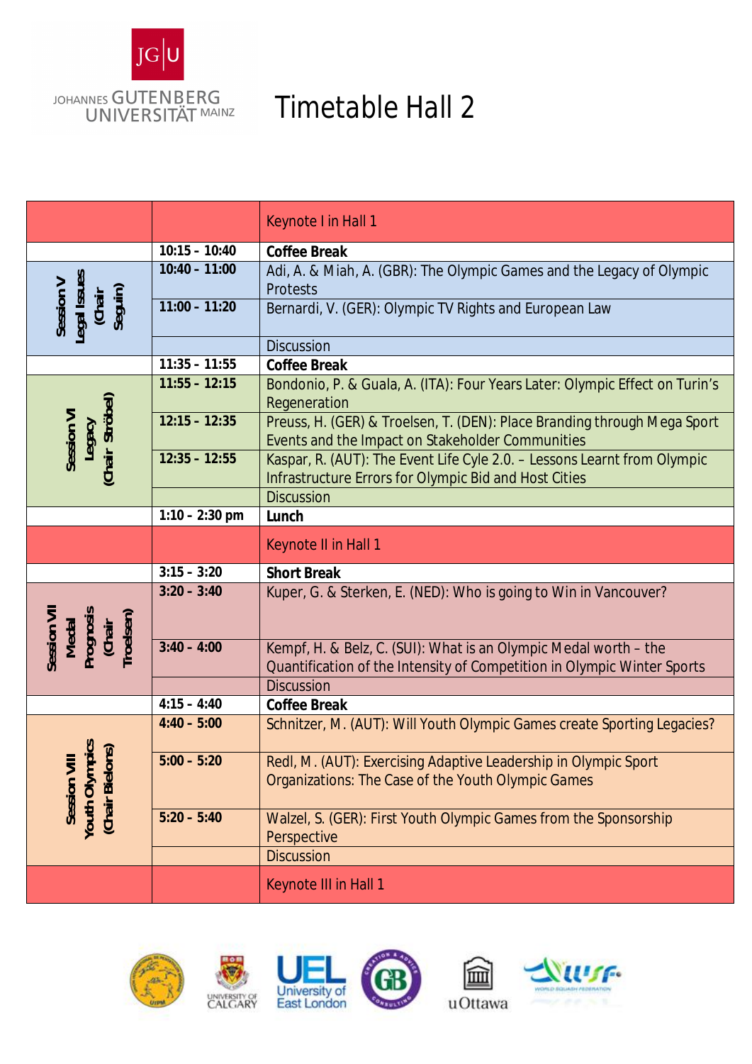# Timetable Hall 2

| Session | Time | Programme |
|---|---|---|
| | | Keynote I in Hall 1 |
| | 10:15 – 10:40 | **Coffee Break** |
| Session V Legal Issues (Chair Seguin) | 10:40 – 11:00 | Adi, A. & Miah, A. (GBR): The Olympic Games and the Legacy of Olympic Protests |
| | 11:00 – 11:20 | Bernardi, V. (GER): Olympic TV Rights and European Law |
| | | Discussion |
| | 11:35 – 11:55 | **Coffee Break** |
| Session VI Legacy (Chair Ströbel) | 11:55 – 12:15 | Bondonio, P. & Guala, A. (ITA): Four Years Later: Olympic Effect on Turin's Regeneration |
| | 12:15 – 12:35 | Preuss, H. (GER) & Troelsen, T. (DEN): Place Branding through Mega Sport Events and the Impact on Stakeholder Communities |
| | 12:35 – 12:55 | Kaspar, R. (AUT): The Event Life Cyle 2.0. – Lessons Learnt from Olympic Infrastructure Errors for Olympic Bid and Host Cities |
| | | Discussion |
| | 1:10 – 2:30 pm | **Lunch** |
| | | Keynote II in Hall 1 |
| | 3:15 – 3:20 | **Short Break** |
| Session VII Medal Prognosis (Chair Troelsen) | 3:20 – 3:40 | Kuper, G. & Sterken, E. (NED): Who is going to Win in Vancouver? |
| | 3:40 – 4:00 | Kempf, H. & Belz, C. (SUI): What is an Olympic Medal worth – the Quantification of the Intensity of Competition in Olympic Winter Sports |
| | | Discussion |
| | 4:15 – 4:40 | **Coffee Break** |
| Session VIII Youth Olympics (Chair Bielons) | 4:40 – 5:00 | Schnitzer, M. (AUT): Will Youth Olympic Games create Sporting Legacies? |
| | 5:00 – 5:20 | Redl, M. (AUT): Exercising Adaptive Leadership in Olympic Sport Organizations: The Case of the Youth Olympic Games |
| | 5:20 – 5:40 | Walzel, S. (GER): First Youth Olympic Games from the Sponsorship Perspective |
| | | Discussion |
| | | Keynote III in Hall 1 |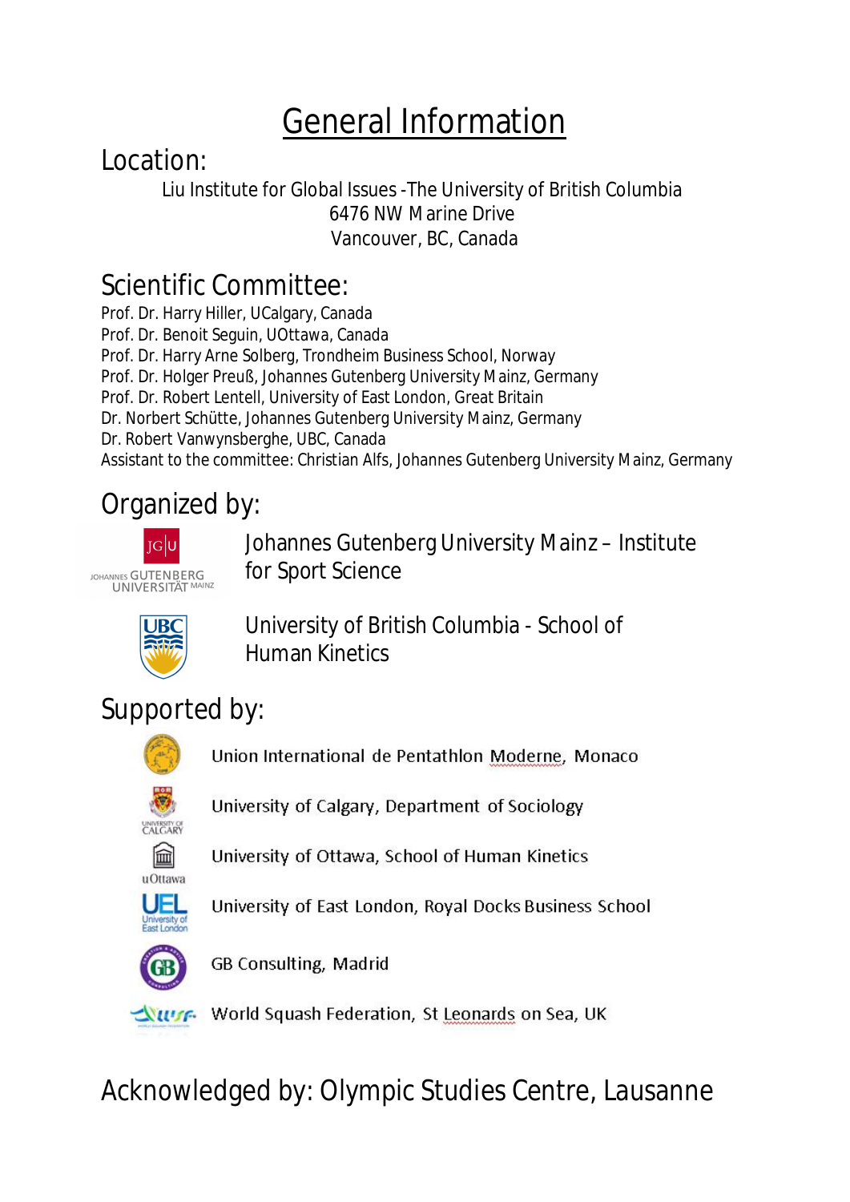# General Information

## Location:

Liu Institute for Global Issues -The University of British Columbia
6476 NW Marine Drive
Vancouver, BC, Canada

## Scientific Committee:

Prof. Dr. Harry Hiller, UCalgary, Canada
Prof. Dr. Benoit Seguin, UOttawa, Canada
Prof. Dr. Harry Arne Solberg, Trondheim Business School, Norway
Prof. Dr. Holger Preuß, Johannes Gutenberg University Mainz, Germany
Prof. Dr. Robert Lentell, University of East London, Great Britain
Dr. Norbert Schütte, Johannes Gutenberg University Mainz, Germany
Dr. Robert Vanwynsberghe, UBC, Canada
Assistant to the committee: Christian Alfs, Johannes Gutenberg University Mainz, Germany

## Organized by:

Johannes Gutenberg University Mainz – Institute for Sport Science

University of British Columbia - School of Human Kinetics

## Supported by:

Union International de Pentathlon Moderne, Monaco

University of Calgary, Department of Sociology

University of Ottawa, School of Human Kinetics

University of East London, Royal Docks Business School

GB Consulting, Madrid

World Squash Federation, St Leonards on Sea, UK

## Acknowledged by: Olympic Studies Centre, Lausanne